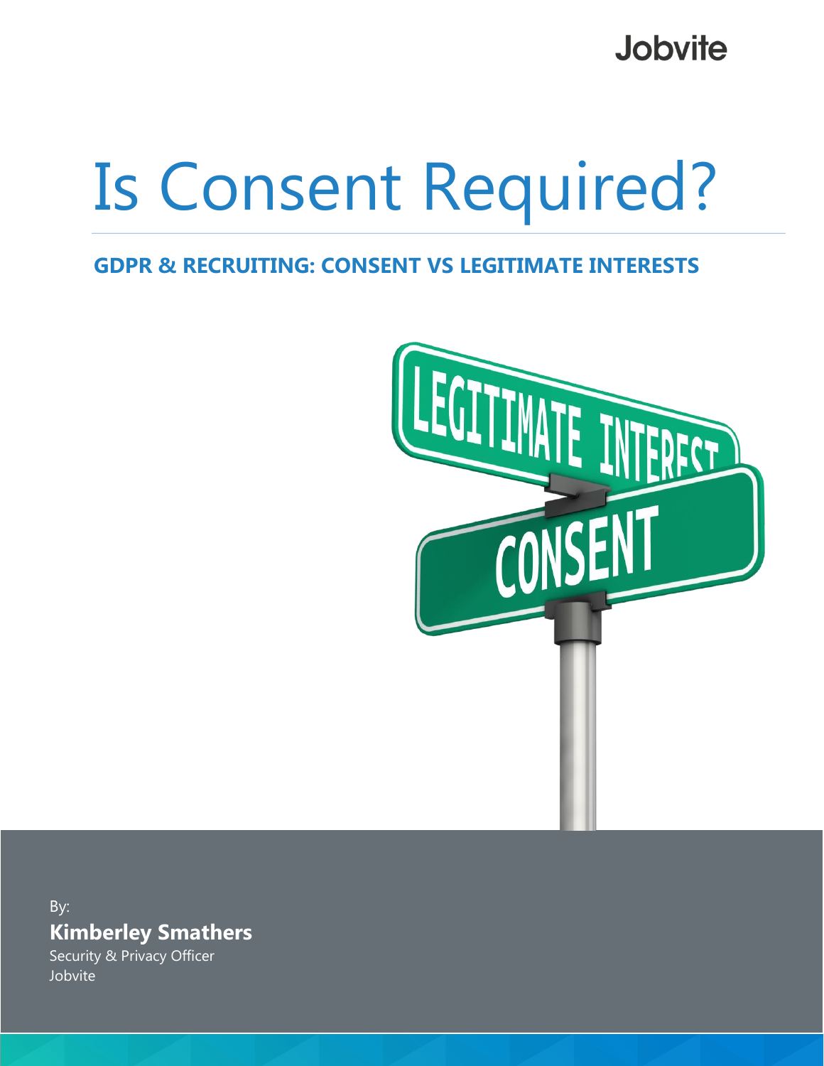Jobvite

# Is Consent Required?

## GDPR & RECRUITING: CONSENT VS LEGITIMATE INTERESTS

By:

**Kimberley Smathers**

Security & Privacy Officer

Jobvite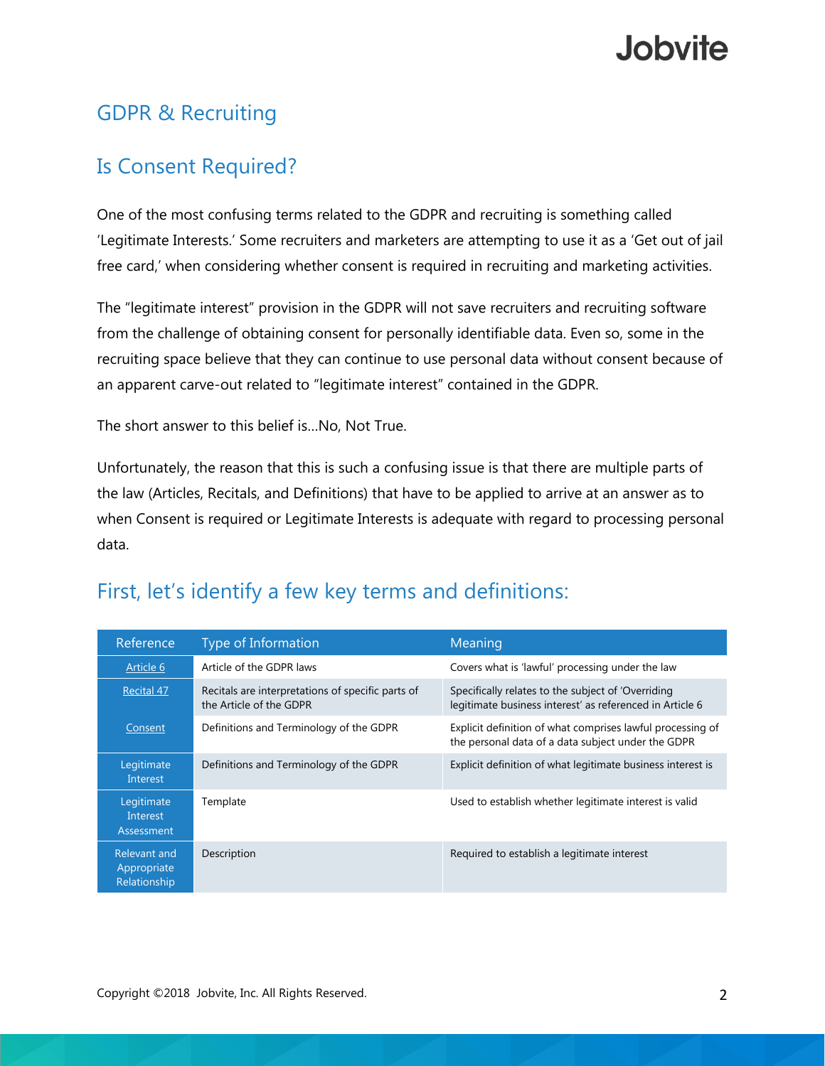# GDPR & Recruiting

## Is Consent Required?

One of the most confusing terms related to the GDPR and recruiting is something called 'Legitimate Interests.' Some recruiters and marketers are attempting to use it as a 'Get out of jail free card,' when considering whether consent is required in recruiting and marketing activities.

The "legitimate interest" provision in the GDPR will not save recruiters and recruiting software from the challenge of obtaining consent for personally identifiable data. Even so, some in the recruiting space believe that they can continue to use personal data without consent because of an apparent carve-out related to "legitimate interest" contained in the GDPR.

The short answer to this belief is…No, Not True.

Unfortunately, the reason that this is such a confusing issue is that there are multiple parts of the law (Articles, Recitals, and Definitions) that have to be applied to arrive at an answer as to when Consent is required or Legitimate Interests is adequate with regard to processing personal data.

## First, let's identify a few key terms and definitions:

| Reference | Type of Information | Meaning |
|---|---|---|
| Article 6 | Article of the GDPR laws | Covers what is 'lawful' processing under the law |
| Recital 47 | Recitals are interpretations of specific parts of the Article of the GDPR | Specifically relates to the subject of 'Overriding legitimate business interest' as referenced in Article 6 |
| Consent | Definitions and Terminology of the GDPR | Explicit definition of what comprises lawful processing of the personal data of a data subject under the GDPR |
| Legitimate Interest | Definitions and Terminology of the GDPR | Explicit definition of what legitimate business interest is |
| Legitimate Interest Assessment | Template | Used to establish whether legitimate interest is valid |
| Relevant and Appropriate Relationship | Description | Required to establish a legitimate interest |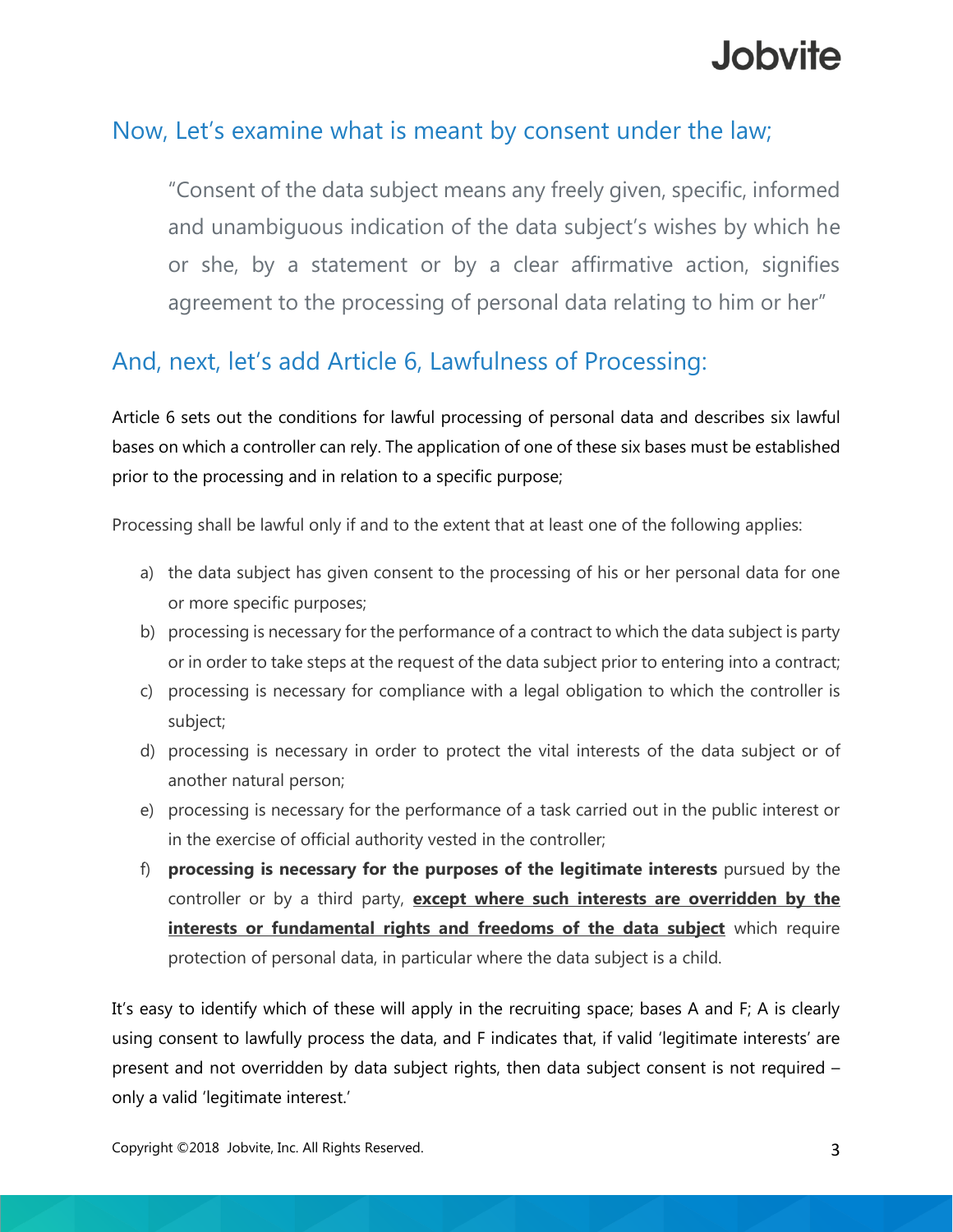## Now, Let's examine what is meant by consent under the law;

> "Consent of the data subject means any freely given, specific, informed and unambiguous indication of the data subject's wishes by which he or she, by a statement or by a clear affirmative action, signifies agreement to the processing of personal data relating to him or her"

## And, next, let's add Article 6, Lawfulness of Processing:

Article 6 sets out the conditions for lawful processing of personal data and describes six lawful bases on which a controller can rely. The application of one of these six bases must be established prior to the processing and in relation to a specific purpose;

Processing shall be lawful only if and to the extent that at least one of the following applies:

a) the data subject has given consent to the processing of his or her personal data for one or more specific purposes;
b) processing is necessary for the performance of a contract to which the data subject is party or in order to take steps at the request of the data subject prior to entering into a contract;
c) processing is necessary for compliance with a legal obligation to which the controller is subject;
d) processing is necessary in order to protect the vital interests of the data subject or of another natural person;
e) processing is necessary for the performance of a task carried out in the public interest or in the exercise of official authority vested in the controller;
f) **processing is necessary for the purposes of the legitimate interests** pursued by the controller or by a third party, **except where such interests are overridden by the interests or fundamental rights and freedoms of the data subject** which require protection of personal data, in particular where the data subject is a child.

It's easy to identify which of these will apply in the recruiting space; bases A and F; A is clearly using consent to lawfully process the data, and F indicates that, if valid 'legitimate interests' are present and not overridden by data subject rights, then data subject consent is not required – only a valid 'legitimate interest.'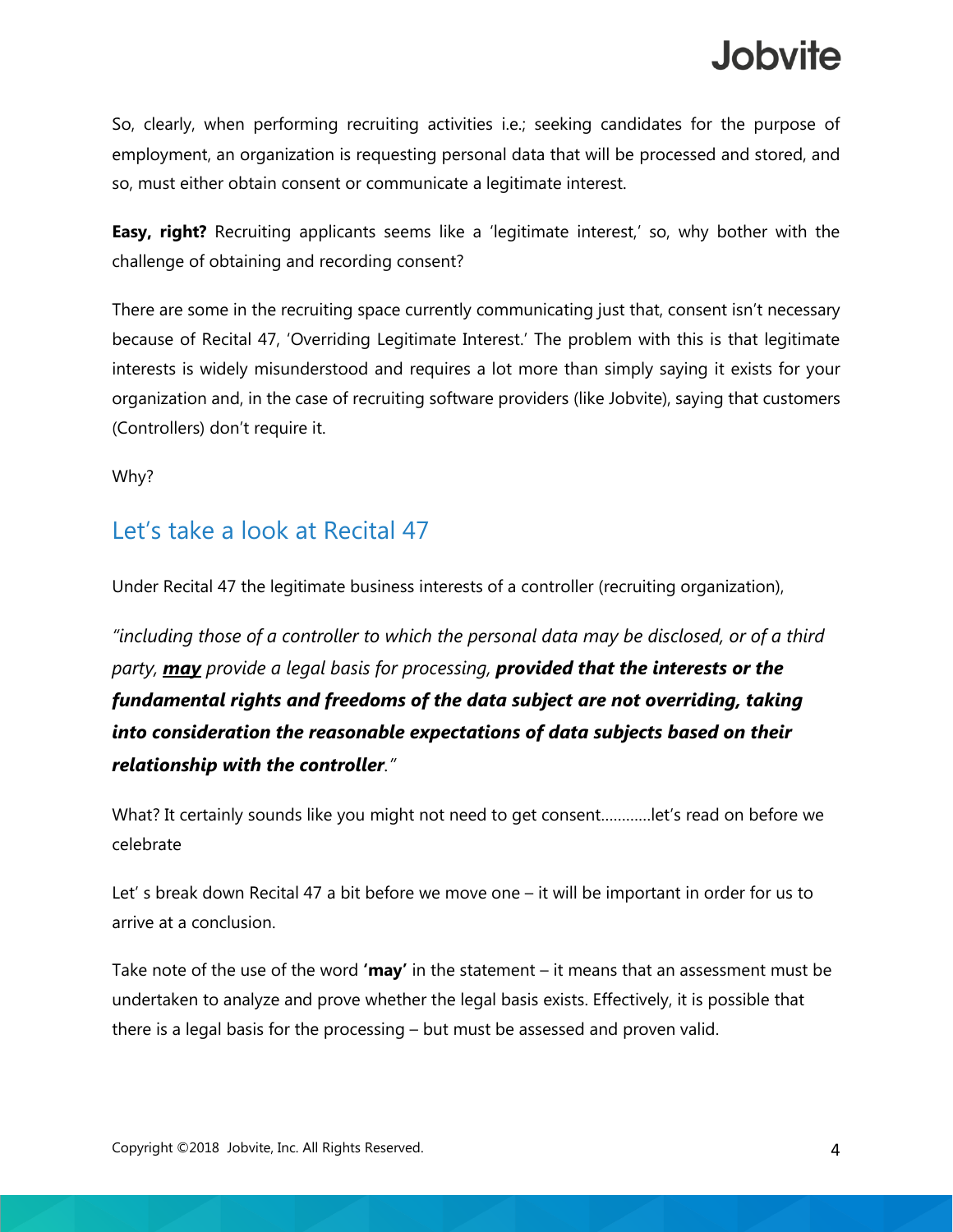So, clearly, when performing recruiting activities i.e.; seeking candidates for the purpose of employment, an organization is requesting personal data that will be processed and stored, and so, must either obtain consent or communicate a legitimate interest.

**Easy, right?** Recruiting applicants seems like a 'legitimate interest,' so, why bother with the challenge of obtaining and recording consent?

There are some in the recruiting space currently communicating just that, consent isn't necessary because of Recital 47, 'Overriding Legitimate Interest.' The problem with this is that legitimate interests is widely misunderstood and requires a lot more than simply saying it exists for your organization and, in the case of recruiting software providers (like Jobvite), saying that customers (Controllers) don't require it.

Why?

## Let's take a look at Recital 47

Under Recital 47 the legitimate business interests of a controller (recruiting organization),

*"including those of a controller to which the personal data may be disclosed, or of a third party, **<u>may</u>** provide a legal basis for processing, **provided that the interests or the fundamental rights and freedoms of the data subject are not overriding, taking into consideration the reasonable expectations of data subjects based on their relationship with the controller**."*

What? It certainly sounds like you might not need to get consent…………let's read on before we celebrate

Let' s break down Recital 47 a bit before we move one – it will be important in order for us to arrive at a conclusion.

Take note of the use of the word **'may'** in the statement – it means that an assessment must be undertaken to analyze and prove whether the legal basis exists. Effectively, it is possible that there is a legal basis for the processing – but must be assessed and proven valid.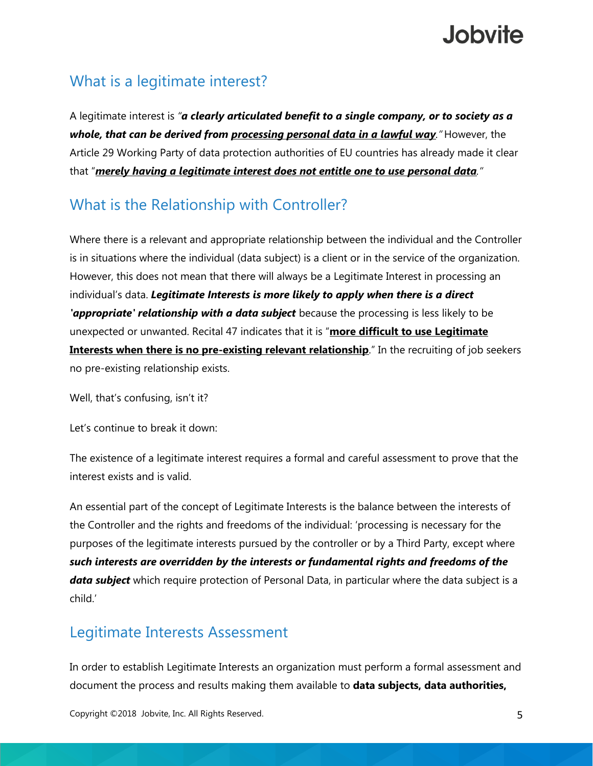## What is a legitimate interest?

A legitimate interest is *"**a clearly articulated benefit to a single company, or to society as a whole, that can be derived from processing personal data in a lawful way**."* However, the Article 29 Working Party of data protection authorities of EU countries has already made it clear that *"**merely having a legitimate interest does not entitle one to use personal data**."*

## What is the Relationship with Controller?

Where there is a relevant and appropriate relationship between the individual and the Controller is in situations where the individual (data subject) is a client or in the service of the organization. However, this does not mean that there will always be a Legitimate Interest in processing an individual's data. ***Legitimate Interests is more likely to apply when there is a direct 'appropriate' relationship with a data subject*** because the processing is less likely to be unexpected or unwanted. Recital 47 indicates that it is "**more difficult to use Legitimate Interests when there is no pre-existing relevant relationship**." In the recruiting of job seekers no pre-existing relationship exists.

Well, that's confusing, isn't it?

Let's continue to break it down:

The existence of a legitimate interest requires a formal and careful assessment to prove that the interest exists and is valid.

An essential part of the concept of Legitimate Interests is the balance between the interests of the Controller and the rights and freedoms of the individual: 'processing is necessary for the purposes of the legitimate interests pursued by the controller or by a Third Party, except where ***such interests are overridden by the interests or fundamental rights and freedoms of the data subject*** which require protection of Personal Data, in particular where the data subject is a child.'

## Legitimate Interests Assessment

In order to establish Legitimate Interests an organization must perform a formal assessment and document the process and results making them available to **data subjects, data authorities,**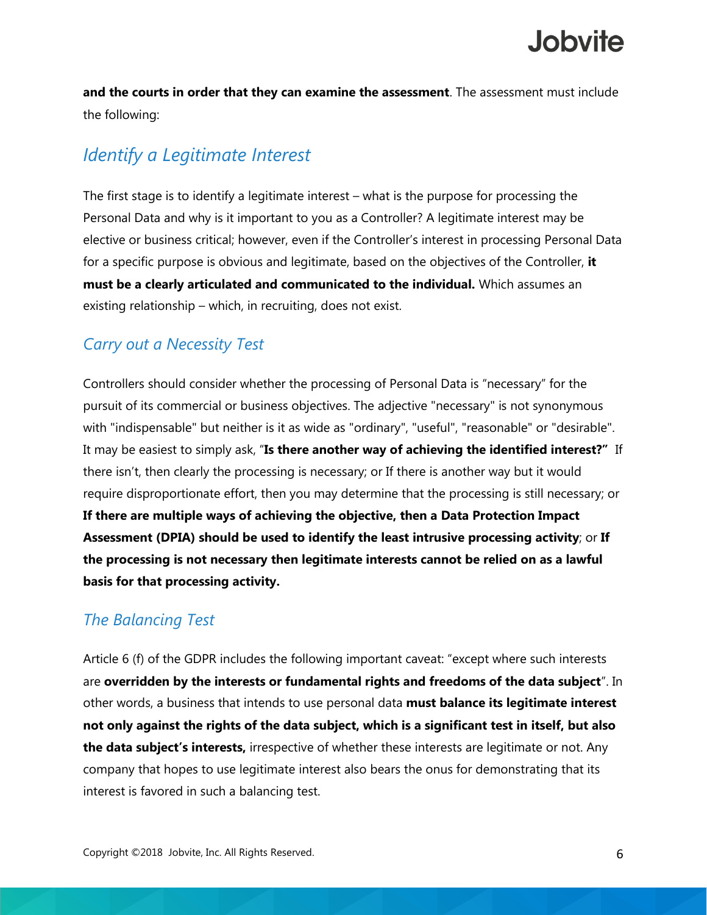**and the courts in order that they can examine the assessment**. The assessment must include the following:

## *Identify a Legitimate Interest*

The first stage is to identify a legitimate interest – what is the purpose for processing the Personal Data and why is it important to you as a Controller? A legitimate interest may be elective or business critical; however, even if the Controller's interest in processing Personal Data for a specific purpose is obvious and legitimate, based on the objectives of the Controller, **it must be a clearly articulated and communicated to the individual.** Which assumes an existing relationship – which, in recruiting, does not exist.

## *Carry out a Necessity Test*

Controllers should consider whether the processing of Personal Data is "necessary" for the pursuit of its commercial or business objectives. The adjective "necessary" is not synonymous with "indispensable" but neither is it as wide as "ordinary", "useful", "reasonable" or "desirable". It may be easiest to simply ask, "**Is there another way of achieving the identified interest?"** If there isn't, then clearly the processing is necessary; or If there is another way but it would require disproportionate effort, then you may determine that the processing is still necessary; or **If there are multiple ways of achieving the objective, then a Data Protection Impact Assessment (DPIA) should be used to identify the least intrusive processing activity**; or **If the processing is not necessary then legitimate interests cannot be relied on as a lawful basis for that processing activity.**

## *The Balancing Test*

Article 6 (f) of the GDPR includes the following important caveat: "except where such interests are **overridden by the interests or fundamental rights and freedoms of the data subject**". In other words, a business that intends to use personal data **must balance its legitimate interest not only against the rights of the data subject, which is a significant test in itself, but also the data subject's interests,** irrespective of whether these interests are legitimate or not. Any company that hopes to use legitimate interest also bears the onus for demonstrating that its interest is favored in such a balancing test.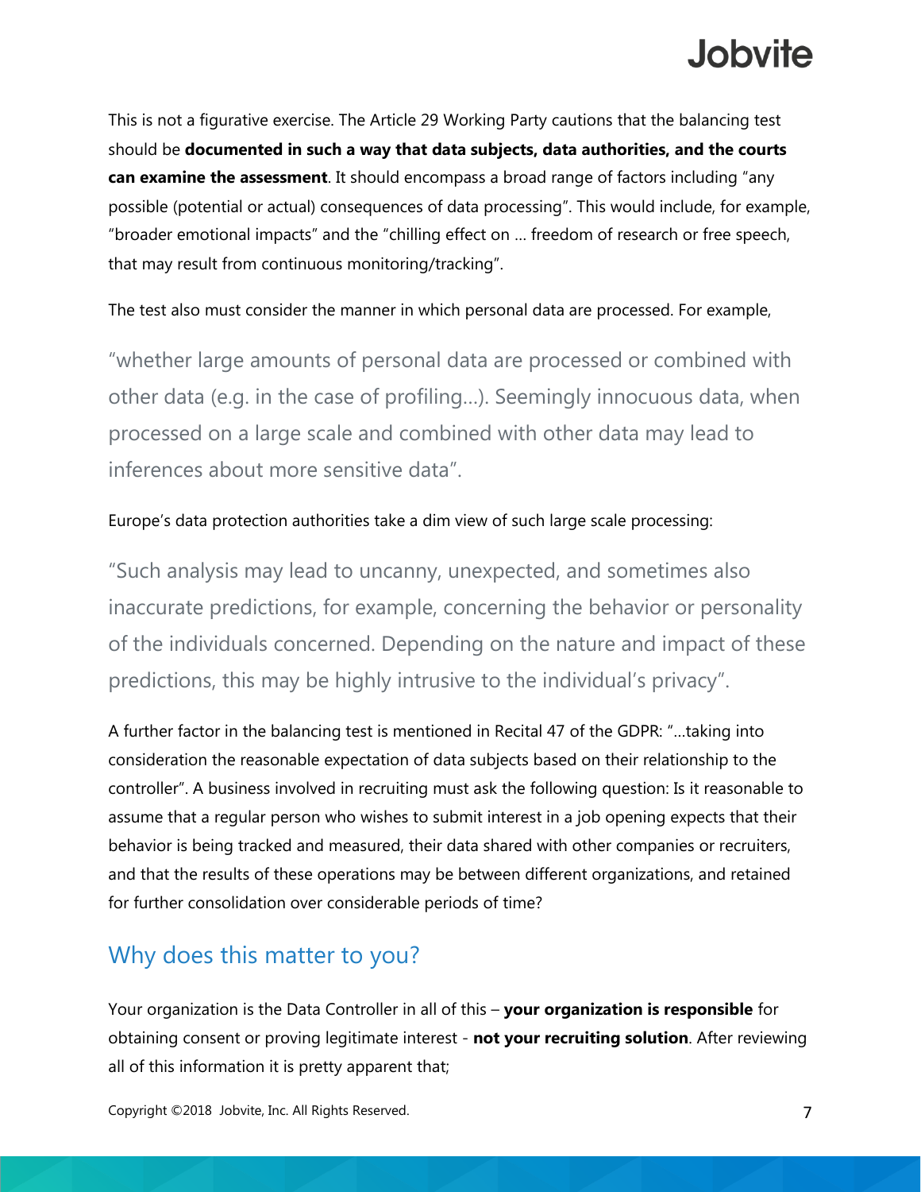This is not a figurative exercise. The Article 29 Working Party cautions that the balancing test should be **documented in such a way that data subjects, data authorities, and the courts can examine the assessment**. It should encompass a broad range of factors including "any possible (potential or actual) consequences of data processing". This would include, for example, "broader emotional impacts" and the "chilling effect on … freedom of research or free speech, that may result from continuous monitoring/tracking".

The test also must consider the manner in which personal data are processed. For example,

> "whether large amounts of personal data are processed or combined with other data (e.g. in the case of profiling…). Seemingly innocuous data, when processed on a large scale and combined with other data may lead to inferences about more sensitive data".

Europe's data protection authorities take a dim view of such large scale processing:

> "Such analysis may lead to uncanny, unexpected, and sometimes also inaccurate predictions, for example, concerning the behavior or personality of the individuals concerned. Depending on the nature and impact of these predictions, this may be highly intrusive to the individual's privacy".

A further factor in the balancing test is mentioned in Recital 47 of the GDPR: "…taking into consideration the reasonable expectation of data subjects based on their relationship to the controller". A business involved in recruiting must ask the following question: Is it reasonable to assume that a regular person who wishes to submit interest in a job opening expects that their behavior is being tracked and measured, their data shared with other companies or recruiters, and that the results of these operations may be between different organizations, and retained for further consolidation over considerable periods of time?

## Why does this matter to you?

Your organization is the Data Controller in all of this – **your organization is responsible** for obtaining consent or proving legitimate interest - **not your recruiting solution**. After reviewing all of this information it is pretty apparent that;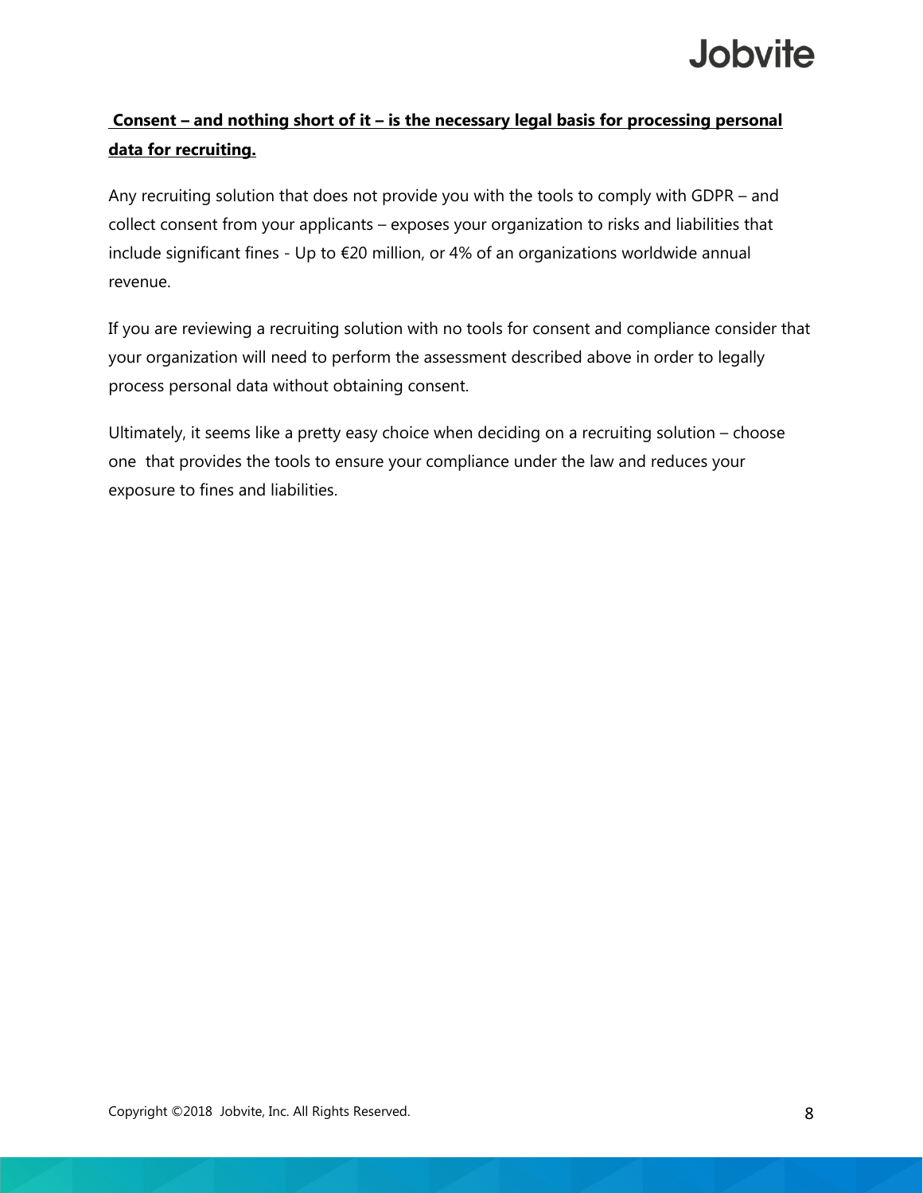**Consent – and nothing short of it – is the necessary legal basis for processing personal data for recruiting.**

Any recruiting solution that does not provide you with the tools to comply with GDPR – and collect consent from your applicants – exposes your organization to risks and liabilities that include significant fines - Up to €20 million, or 4% of an organizations worldwide annual revenue.

If you are reviewing a recruiting solution with no tools for consent and compliance consider that your organization will need to perform the assessment described above in order to legally process personal data without obtaining consent.

Ultimately, it seems like a pretty easy choice when deciding on a recruiting solution – choose one that provides the tools to ensure your compliance under the law and reduces your exposure to fines and liabilities.